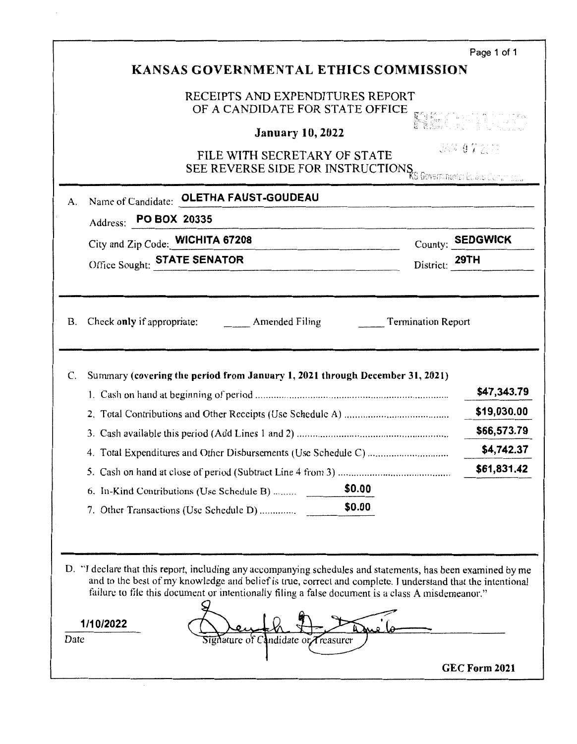# KANSAS GOVERNMENTAL ETHICS COMMISSION

## RECEIPTS AND EXPENDITURES REPORT OF A CANDIDATE FOR STATE OFFICE

**January 10, 2022**

FILE WITH SECRETARY OF STATE
SEE REVERSE SIDE FOR INSTRUCTIONS

RECEIVED
JAN 07 2022
KS Governmental Ethics Commission

---

A. Name of Candidate: **OLETHA FAUST-GOUDEAU**

Address: **PO BOX 20335**

City and Zip Code: **WICHITA 67208** County: **SEDGWICK**

Office Sought: **STATE SENATOR** District: **29TH**

---

B. Check **only** if appropriate: _____ Amended Filing _____ Termination Report

---

C. Summary **(covering the period from January 1, 2021 through December 31, 2021)**

| | | |
|---|---|---|
| 1. Cash on hand at beginning of period | | $47,343.79 |
| 2. Total Contributions and Other Receipts (Use Schedule A) | | $19,030.00 |
| 3. Cash available this period (Add Lines 1 and 2) | | $66,573.79 |
| 4. Total Expenditures and Other Disbursements (Use Schedule C) | | $4,742.37 |
| 5. Cash on hand at close of period (Subtract Line 4 from 3) | | $61,831.42 |
| 6. In-Kind Contributions (Use Schedule B) | $0.00 | |
| 7. Other Transactions (Use Schedule D) | $0.00 | |

---

D. "I declare that this report, including any accompanying schedules and statements, has been examined by me and to the best of my knowledge and belief is true, correct and complete. I understand that the intentional failure to file this document or intentionally filing a false document is a class A misdemeanor."

1/10/2022
Date

Signature of Candidate or Treasurer

**GEC Form 2021**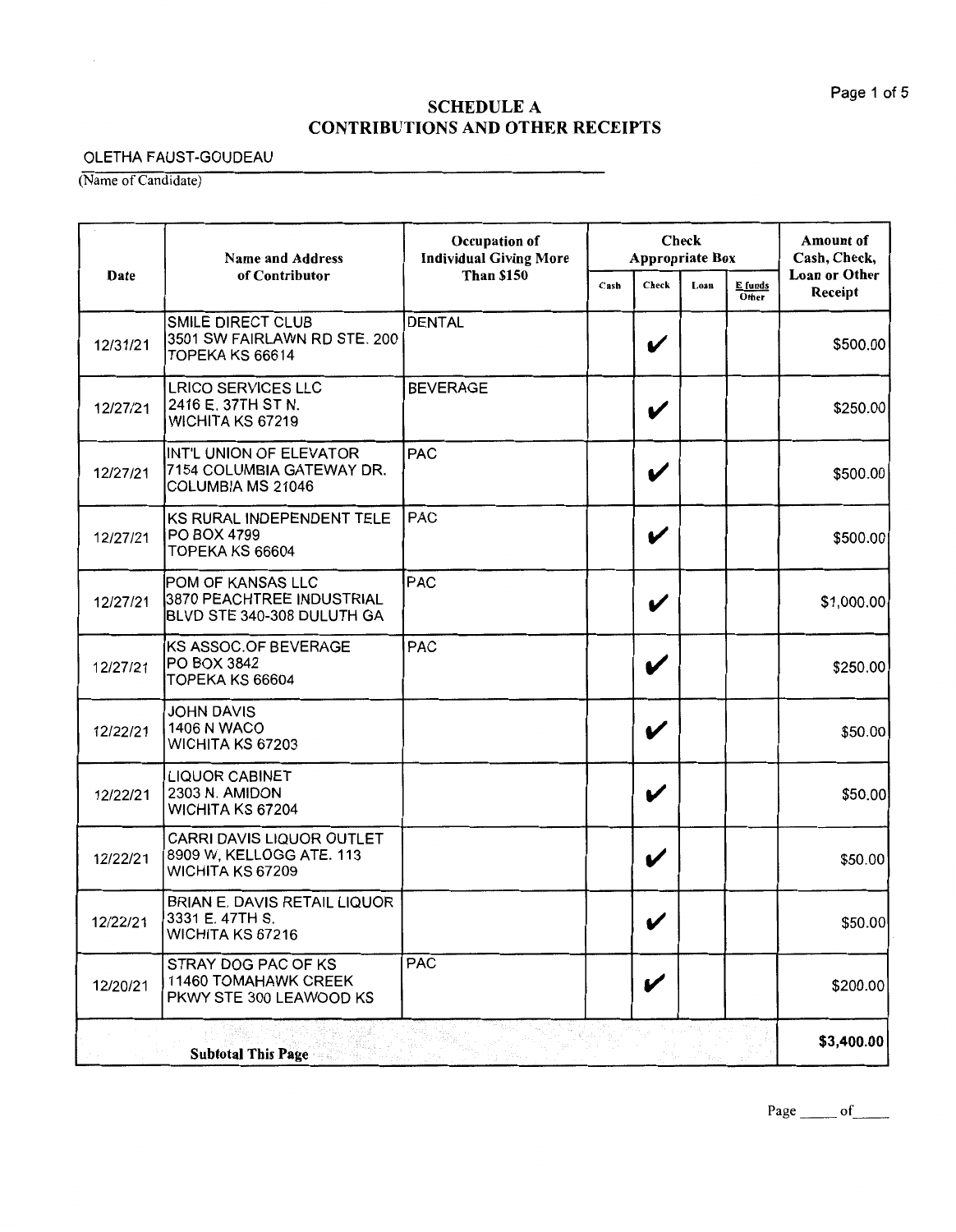# SCHEDULE A
# CONTRIBUTIONS AND OTHER RECEIPTS

OLETHA FAUST-GOUDEAU

(Name of Candidate)

| Date | Name and Address of Contributor | Occupation of Individual Giving More Than $150 | Check Appropriate Box | | | | Amount of Cash, Check, Loan or Other Receipt |
|---|---|---|---|---|---|---|---|
| | | | Cash | Check | Loan | E funds Other | |
| 12/31/21 | SMILE DIRECT CLUB<br>3501 SW FAIRLAWN RD STE. 200<br>TOPEKA KS 66614 | DENTAL | | ✔ | | | $500.00 |
| 12/27/21 | LRICO SERVICES LLC<br>2416 E. 37TH ST N.<br>WICHITA KS 67219 | BEVERAGE | | ✔ | | | $250.00 |
| 12/27/21 | INT'L UNION OF ELEVATOR<br>7154 COLUMBIA GATEWAY DR.<br>COLUMBIA MS 21046 | PAC | | ✔ | | | $500.00 |
| 12/27/21 | KS RURAL INDEPENDENT TELE<br>PO BOX 4799<br>TOPEKA KS 66604 | PAC | | ✔ | | | $500.00 |
| 12/27/21 | POM OF KANSAS LLC<br>3870 PEACHTREE INDUSTRIAL<br>BLVD STE 340-308 DULUTH GA | PAC | | ✔ | | | $1,000.00 |
| 12/27/21 | KS ASSOC.OF BEVERAGE<br>PO BOX 3842<br>TOPEKA KS 66604 | PAC | | ✔ | | | $250.00 |
| 12/22/21 | JOHN DAVIS<br>1406 N WACO<br>WICHITA KS 67203 | | | ✔ | | | $50.00 |
| 12/22/21 | LIQUOR CABINET<br>2303 N. AMIDON<br>WICHITA KS 67204 | | | ✔ | | | $50.00 |
| 12/22/21 | CARRI DAVIS LIQUOR OUTLET<br>8909 W, KELLOGG ATE. 113<br>WICHITA KS 67209 | | | ✔ | | | $50.00 |
| 12/22/21 | BRIAN E. DAVIS RETAIL LIQUOR<br>3331 E. 47TH S.<br>WICHITA KS 67216 | | | ✔ | | | $50.00 |
| 12/20/21 | STRAY DOG PAC OF KS<br>11460 TOMAHAWK CREEK<br>PKWY STE 300 LEAWOOD KS | PAC | | ✔ | | | $200.00 |
| **Subtotal This Page** | | | | | | | **$3,400.00** |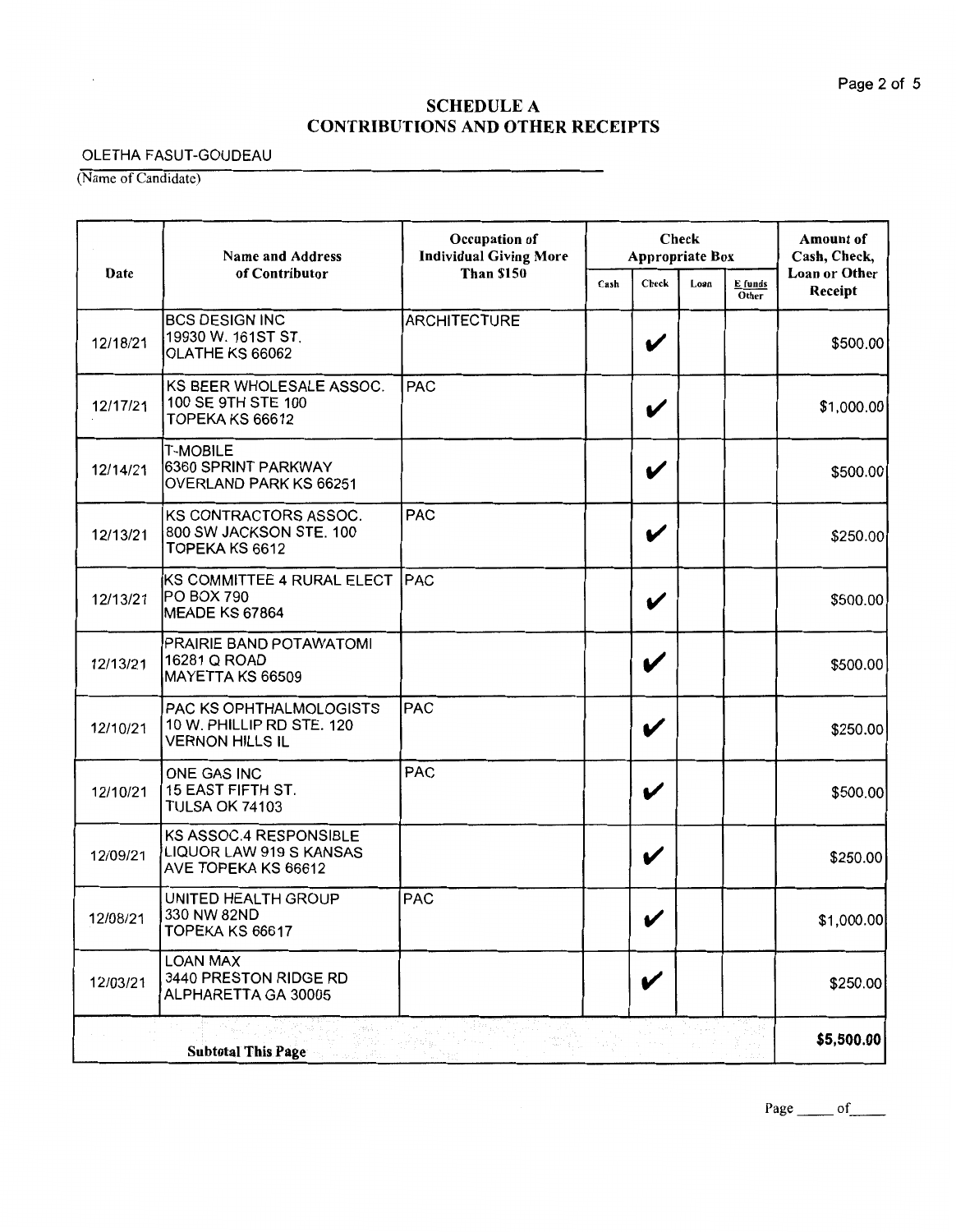# SCHEDULE A
# CONTRIBUTIONS AND OTHER RECEIPTS

OLETHA FASUT-GOUDEAU

(Name of Candidate)

| Date | Name and Address of Contributor | Occupation of Individual Giving More Than $150 | Check Appropriate Box | | | | Amount of Cash, Check, Loan or Other Receipt |
|---|---|---|---|---|---|---|---|
| | | | Cash | Check | Loan | E funds Other | |
| 12/18/21 | BCS DESIGN INC 19930 W. 161ST ST. OLATHE KS 66062 | ARCHITECTURE | | ✔ | | | $500.00 |
| 12/17/21 | KS BEER WHOLESALE ASSOC. 100 SE 9TH STE 100 TOPEKA KS 66612 | PAC | | ✔ | | | $1,000.00 |
| 12/14/21 | T-MOBILE 6360 SPRINT PARKWAY OVERLAND PARK KS 66251 | | | ✔ | | | $500.00 |
| 12/13/21 | KS CONTRACTORS ASSOC. 800 SW JACKSON STE. 100 TOPEKA KS 6612 | PAC | | ✔ | | | $250.00 |
| 12/13/21 | KS COMMITTEE 4 RURAL ELECT PO BOX 790 MEADE KS 67864 | PAC | | ✔ | | | $500.00 |
| 12/13/21 | PRAIRIE BAND POTAWATOMI 16281 Q ROAD MAYETTA KS 66509 | | | ✔ | | | $500.00 |
| 12/10/21 | PAC KS OPHTHALMOLOGISTS 10 W. PHILLIP RD STE. 120 VERNON HILLS IL | PAC | | ✔ | | | $250.00 |
| 12/10/21 | ONE GAS INC 15 EAST FIFTH ST. TULSA OK 74103 | PAC | | ✔ | | | $500.00 |
| 12/09/21 | KS ASSOC.4 RESPONSIBLE LIQUOR LAW 919 S KANSAS AVE TOPEKA KS 66612 | | | ✔ | | | $250.00 |
| 12/08/21 | UNITED HEALTH GROUP 330 NW 82ND TOPEKA KS 66617 | PAC | | ✔ | | | $1,000.00 |
| 12/03/21 | LOAN MAX 3440 PRESTON RIDGE RD ALPHARETTA GA 30005 | | | ✔ | | | $250.00 |
| **Subtotal This Page** | | | | | | | **$5,500.00** |

Page _____ of_____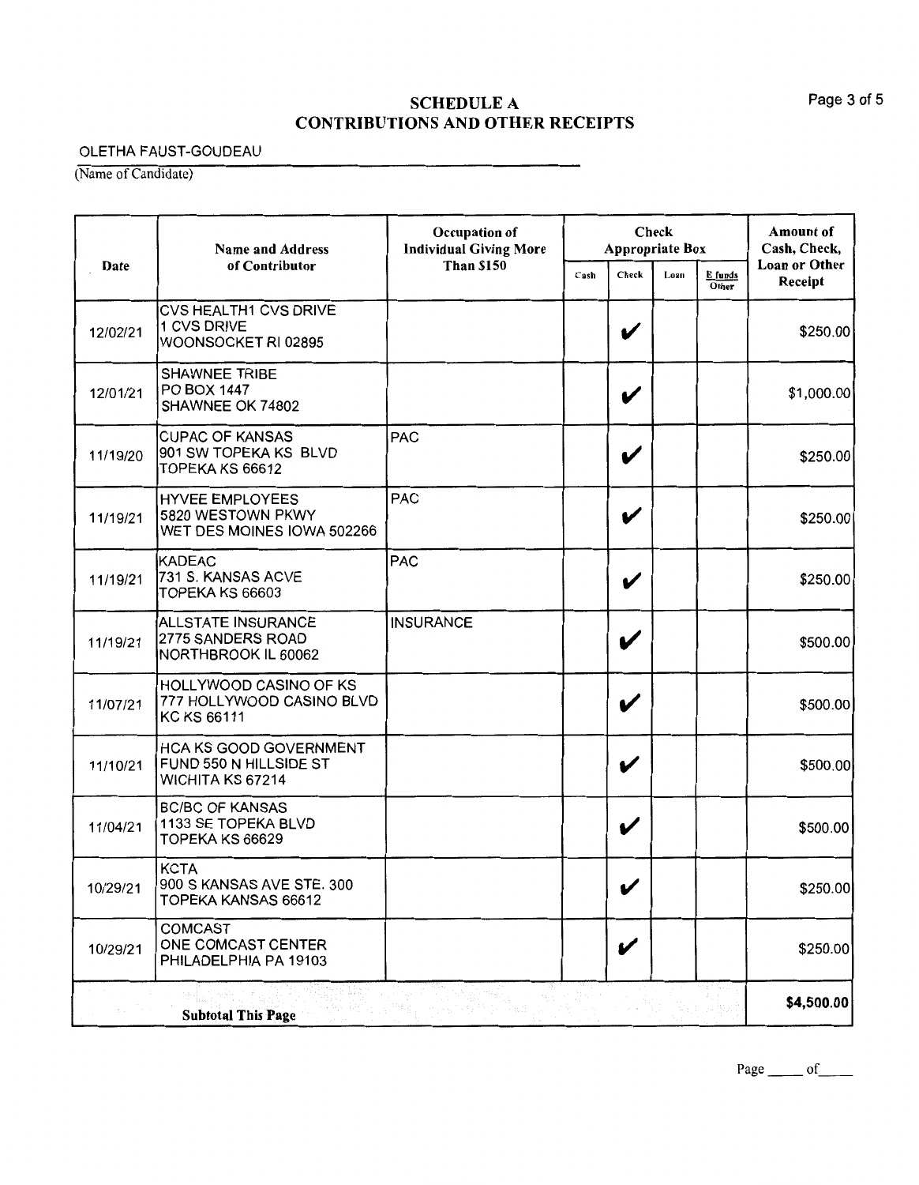# SCHEDULE A
# CONTRIBUTIONS AND OTHER RECEIPTS

OLETHA FAUST-GOUDEAU

(Name of Candidate)

| Date | Name and Address of Contributor | Occupation of Individual Giving More Than $150 | Check Appropriate Box | | | | Amount of Cash, Check, Loan or Other Receipt |
|---|---|---|---|---|---|---|---|
| | | | Cash | Check | Loan | E funds Other | |
| 12/02/21 | CVS HEALTH1 CVS DRIVE<br>1 CVS DRIVE<br>WOONSOCKET RI 02895 | | | ✔ | | | $250.00 |
| 12/01/21 | SHAWNEE TRIBE<br>PO BOX 1447<br>SHAWNEE OK 74802 | | | ✔ | | | $1,000.00 |
| 11/19/20 | CUPAC OF KANSAS<br>901 SW TOPEKA KS BLVD<br>TOPEKA KS 66612 | PAC | | ✔ | | | $250.00 |
| 11/19/21 | HYVEE EMPLOYEES<br>5820 WESTOWN PKWY<br>WET DES MOINES IOWA 502266 | PAC | | ✔ | | | $250.00 |
| 11/19/21 | KADEAC<br>731 S. KANSAS ACVE<br>TOPEKA KS 66603 | PAC | | ✔ | | | $250.00 |
| 11/19/21 | ALLSTATE INSURANCE<br>2775 SANDERS ROAD<br>NORTHBROOK IL 60062 | INSURANCE | | ✔ | | | $500.00 |
| 11/07/21 | HOLLYWOOD CASINO OF KS<br>777 HOLLYWOOD CASINO BLVD<br>KC KS 66111 | | | ✔ | | | $500.00 |
| 11/10/21 | HCA KS GOOD GOVERNMENT<br>FUND 550 N HILLSIDE ST<br>WICHITA KS 67214 | | | ✔ | | | $500.00 |
| 11/04/21 | BC/BC OF KANSAS<br>1133 SE TOPEKA BLVD<br>TOPEKA KS 66629 | | | ✔ | | | $500.00 |
| 10/29/21 | KCTA<br>900 S KANSAS AVE STE. 300<br>TOPEKA KANSAS 66612 | | | ✔ | | | $250.00 |
| 10/29/21 | COMCAST<br>ONE COMCAST CENTER<br>PHILADELPHIA PA 19103 | | | ✔ | | | $250.00 |
| **Subtotal This Page** | | | | | | | **$4,500.00** |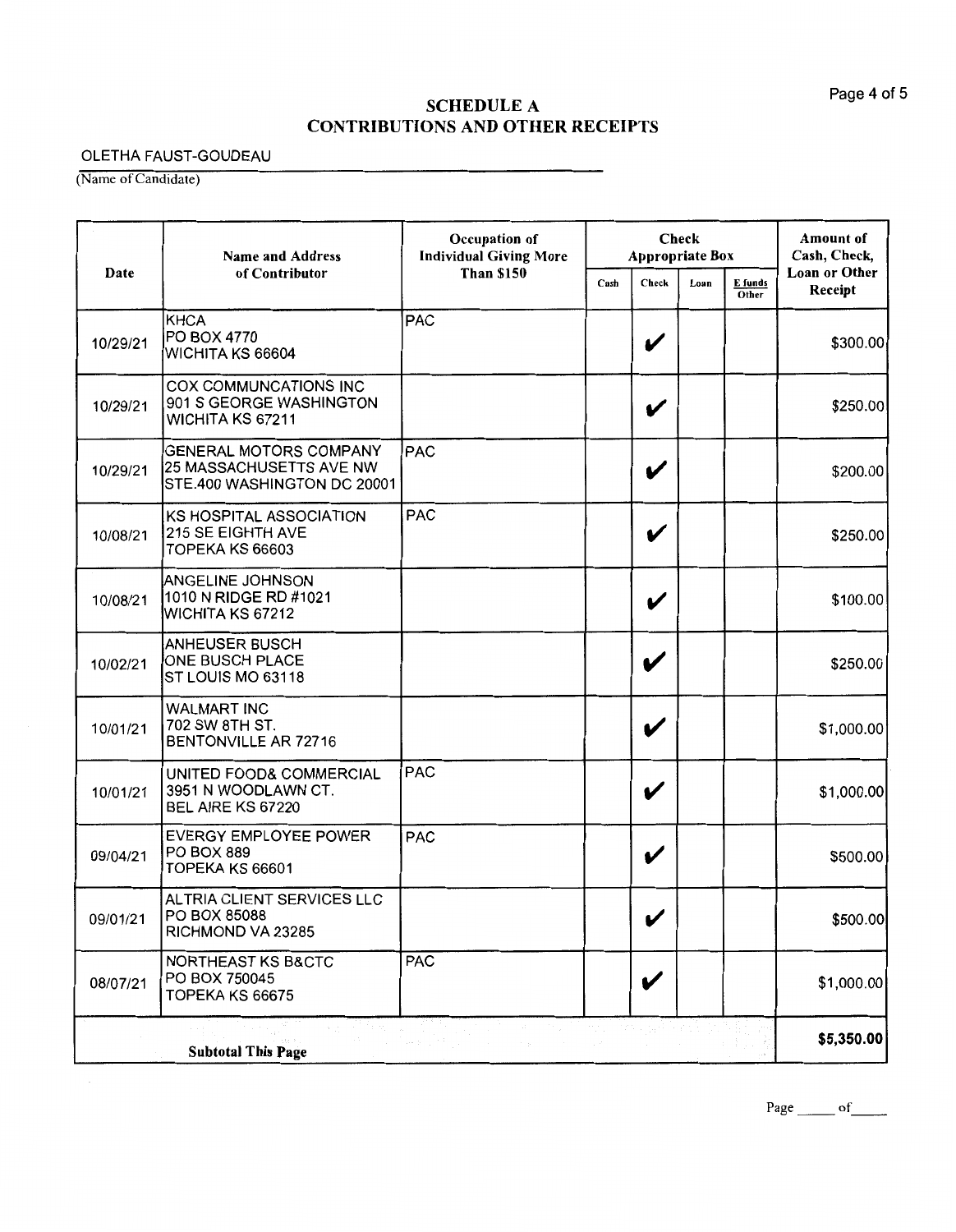# SCHEDULE A
## CONTRIBUTIONS AND OTHER RECEIPTS

OLETHA FAUST-GOUDEAU

(Name of Candidate)

| Date | Name and Address of Contributor | Occupation of Individual Giving More Than $150 | Check Appropriate Box | | | | Amount of Cash, Check, Loan or Other Receipt |
|---|---|---|---|---|---|---|---|
| | | | Cash | Check | Loan | E funds Other | |
| 10/29/21 | KHCA<br>PO BOX 4770<br>WICHITA KS 66604 | PAC | | ✔ | | | $300.00 |
| 10/29/21 | COX COMMUNCATIONS INC<br>901 S GEORGE WASHINGTON<br>WICHITA KS 67211 | | | ✔ | | | $250.00 |
| 10/29/21 | GENERAL MOTORS COMPANY<br>25 MASSACHUSETTS AVE NW<br>STE.400 WASHINGTON DC 20001 | PAC | | ✔ | | | $200.00 |
| 10/08/21 | KS HOSPITAL ASSOCIATION<br>215 SE EIGHTH AVE<br>TOPEKA KS 66603 | PAC | | ✔ | | | $250.00 |
| 10/08/21 | ANGELINE JOHNSON<br>1010 N RIDGE RD #1021<br>WICHITA KS 67212 | | | ✔ | | | $100.00 |
| 10/02/21 | ANHEUSER BUSCH<br>ONE BUSCH PLACE<br>ST LOUIS MO 63118 | | | ✔ | | | $250.00 |
| 10/01/21 | WALMART INC<br>702 SW 8TH ST.<br>BENTONVILLE AR 72716 | | | ✔ | | | $1,000.00 |
| 10/01/21 | UNITED FOOD& COMMERCIAL<br>3951 N WOODLAWN CT.<br>BEL AIRE KS 67220 | PAC | | ✔ | | | $1,000.00 |
| 09/04/21 | EVERGY EMPLOYEE POWER<br>PO BOX 889<br>TOPEKA KS 66601 | PAC | | ✔ | | | $500.00 |
| 09/01/21 | ALTRIA CLIENT SERVICES LLC<br>PO BOX 85088<br>RICHMOND VA 23285 | | | ✔ | | | $500.00 |
| 08/07/21 | NORTHEAST KS B&CTC<br>PO BOX 750045<br>TOPEKA KS 66675 | PAC | | ✔ | | | $1,000.00 |
| **Subtotal This Page** | | | | | | | **$5,350.00** |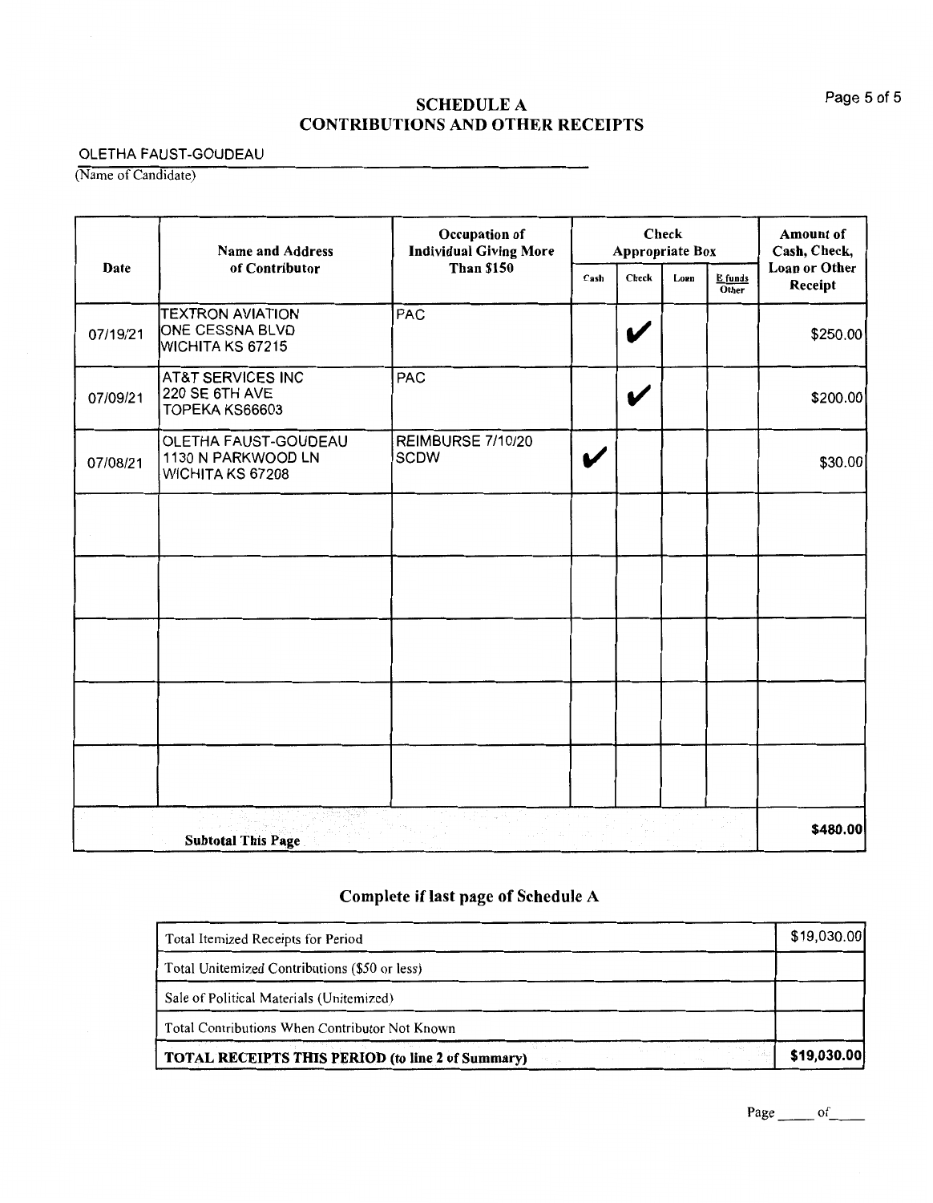## SCHEDULE A
## CONTRIBUTIONS AND OTHER RECEIPTS

OLETHA FAUST-GOUDEAU

(Name of Candidate)

| Date | Name and Address of Contributor | Occupation of Individual Giving More Than $150 | Check Appropriate Box | | | | Amount of Cash, Check, Loan or Other Receipt |
|---|---|---|---|---|---|---|---|
| | | | Cash | Check | Loan | E funds Other | |
| 07/19/21 | TEXTRON AVIATION<br>ONE CESSNA BLVD<br>WICHITA KS 67215 | PAC | | ✔ | | | $250.00 |
| 07/09/21 | AT&T SERVICES INC<br>220 SE 6TH AVE<br>TOPEKA KS66603 | PAC | | ✔ | | | $200.00 |
| 07/08/21 | OLETHA FAUST-GOUDEAU<br>1130 N PARKWOOD LN<br>WICHITA KS 67208 | REIMBURSE 7/10/20 SCDW | ✔ | | | | $30.00 |
| | | | | | | | |
| | | | | | | | |
| | | | | | | | |
| | | | | | | | |
| | | | | | | | |
| | **Subtotal This Page** | | | | | | **$480.00** |

### Complete if last page of Schedule A

| | |
|---|---|
| Total Itemized Receipts for Period | $19,030.00 |
| Total Unitemized Contributions ($50 or less) | |
| Sale of Political Materials (Unitemized) | |
| Total Contributions When Contributor Not Known | |
| **TOTAL RECEIPTS THIS PERIOD (to line 2 of Summary)** | **$19,030.00** |

Page \_\_\_\_ of \_\_\_\_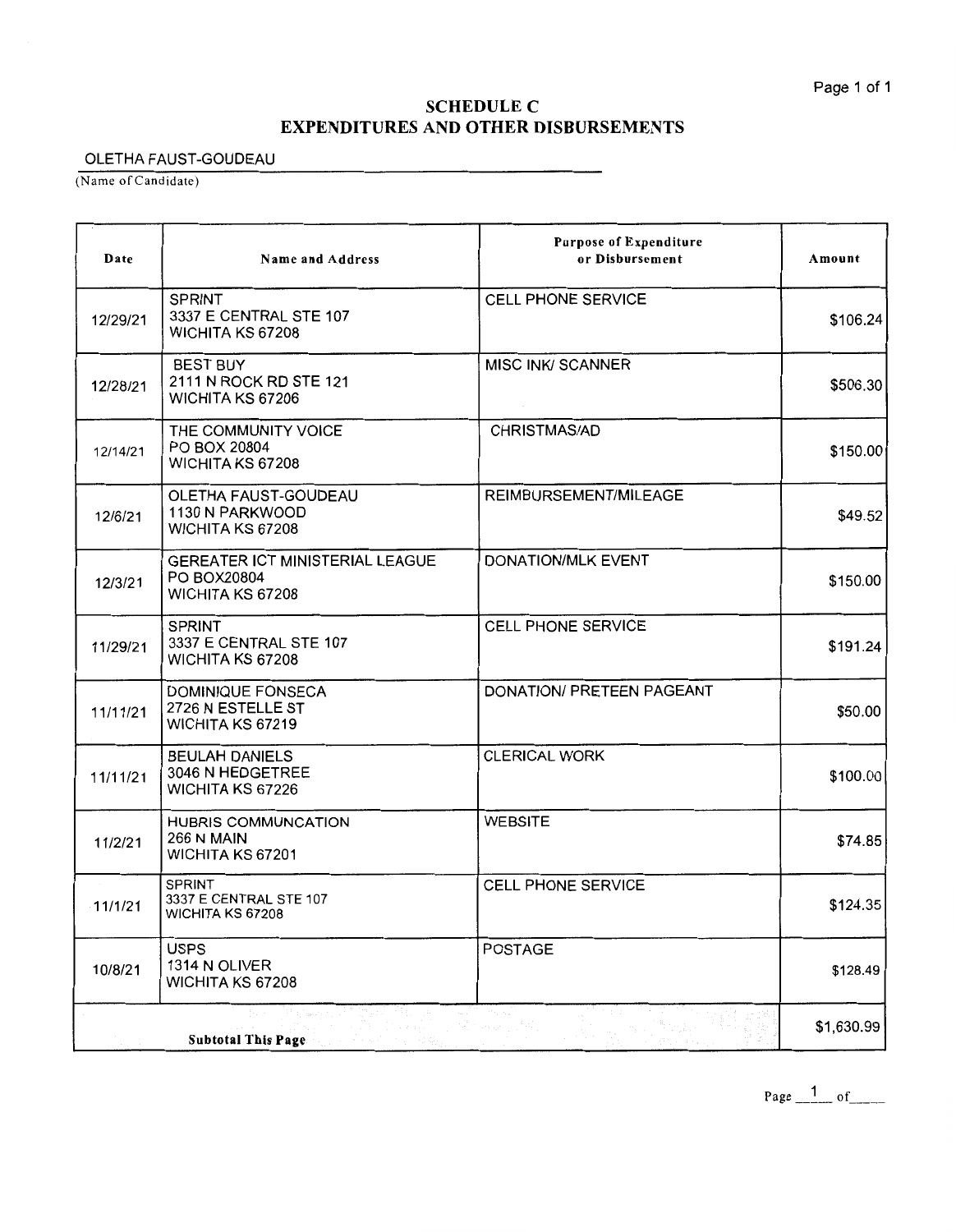# SCHEDULE C
# EXPENDITURES AND OTHER DISBURSEMENTS

OLETHA FAUST-GOUDEAU
(Name of Candidate)

| Date | Name and Address | Purpose of Expenditure or Disbursement | Amount |
|---|---|---|---|
| 12/29/21 | SPRINT<br>3337 E CENTRAL STE 107<br>WICHITA KS 67208 | CELL PHONE SERVICE | $106.24 |
| 12/28/21 | BEST BUY<br>2111 N ROCK RD STE 121<br>WICHITA KS 67206 | MISC INK/ SCANNER | $506.30 |
| 12/14/21 | THE COMMUNITY VOICE<br>PO BOX 20804<br>WICHITA KS 67208 | CHRISTMAS/AD | $150.00 |
| 12/6/21 | OLETHA FAUST-GOUDEAU<br>1130 N PARKWOOD<br>WICHITA KS 67208 | REIMBURSEMENT/MILEAGE | $49.52 |
| 12/3/21 | GEREATER ICT MINISTERIAL LEAGUE<br>PO BOX20804<br>WICHITA KS 67208 | DONATION/MLK EVENT | $150.00 |
| 11/29/21 | SPRINT<br>3337 E CENTRAL STE 107<br>WICHITA KS 67208 | CELL PHONE SERVICE | $191.24 |
| 11/11/21 | DOMINIQUE FONSECA<br>2726 N ESTELLE ST<br>WICHITA KS 67219 | DONATION/ PRETEEN PAGEANT | $50.00 |
| 11/11/21 | BEULAH DANIELS<br>3046 N HEDGETREE<br>WICHITA KS 67226 | CLERICAL WORK | $100.00 |
| 11/2/21 | HUBRIS COMMUNCATION<br>266 N MAIN<br>WICHITA KS 67201 | WEBSITE | $74.85 |
| 11/1/21 | SPRINT<br>3337 E CENTRAL STE 107<br>WICHITA KS 67208 | CELL PHONE SERVICE | $124.35 |
| 10/8/21 | USPS<br>1314 N OLIVER<br>WICHITA KS 67208 | POSTAGE | $128.49 |
| | **Subtotal This Page** | | $1,630.99 |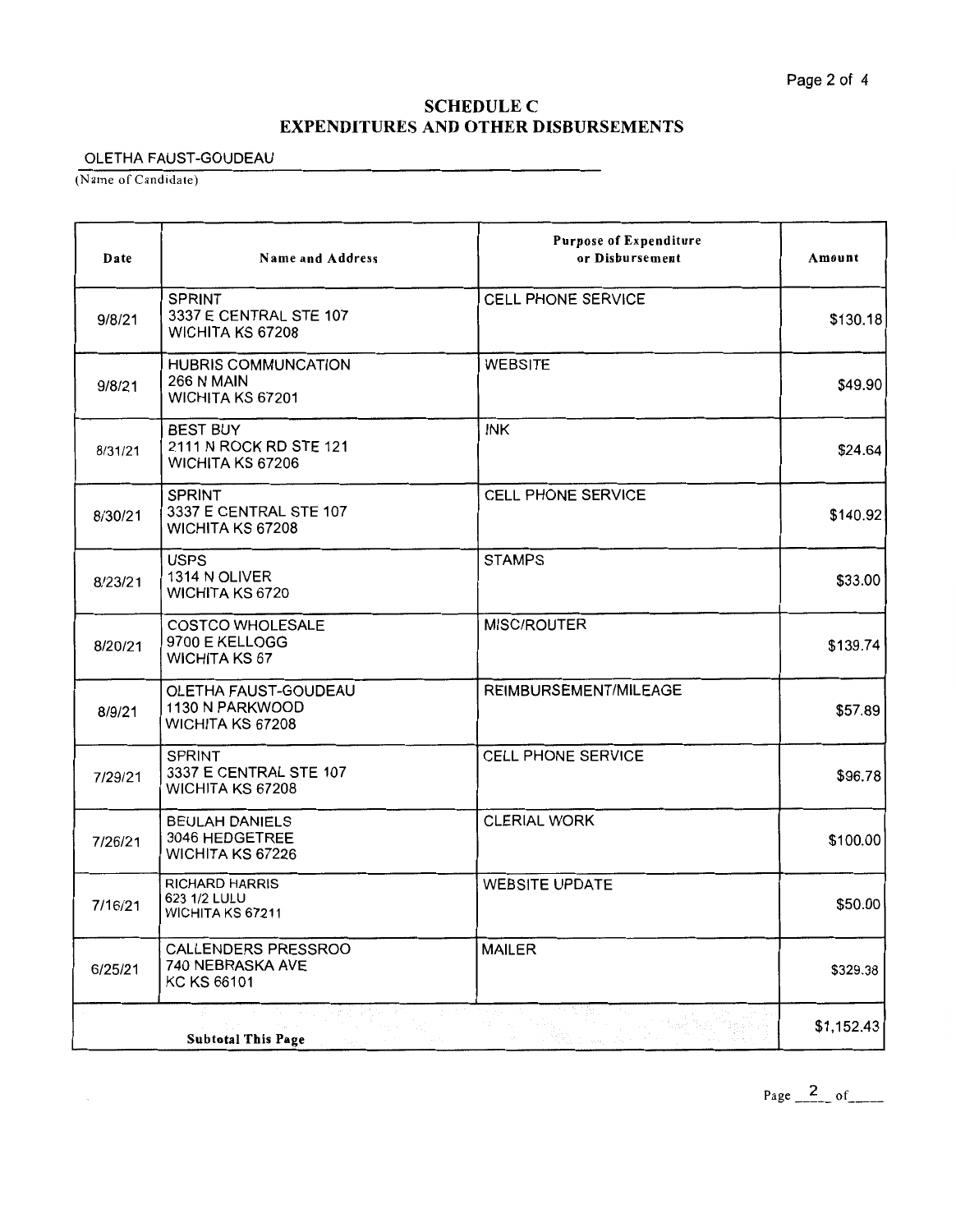## SCHEDULE C
## EXPENDITURES AND OTHER DISBURSEMENTS

OLETHA FAUST-GOUDEAU
(Name of Candidate)

| Date | Name and Address | Purpose of Expenditure or Disbursement | Amount |
|---|---|---|---|
| 9/8/21 | SPRINT<br>3337 E CENTRAL STE 107<br>WICHITA KS 67208 | CELL PHONE SERVICE | $130.18 |
| 9/8/21 | HUBRIS COMMUNCATION<br>266 N MAIN<br>WICHITA KS 67201 | WEBSITE | $49.90 |
| 8/31/21 | BEST BUY<br>2111 N ROCK RD STE 121<br>WICHITA KS 67206 | INK | $24.64 |
| 8/30/21 | SPRINT<br>3337 E CENTRAL STE 107<br>WICHITA KS 67208 | CELL PHONE SERVICE | $140.92 |
| 8/23/21 | USPS<br>1314 N OLIVER<br>WICHITA KS 6720 | STAMPS | $33.00 |
| 8/20/21 | COSTCO WHOLESALE<br>9700 E KELLOGG<br>WICHITA KS 67 | MISC/ROUTER | $139.74 |
| 8/9/21 | OLETHA FAUST-GOUDEAU<br>1130 N PARKWOOD<br>WICHITA KS 67208 | REIMBURSEMENT/MILEAGE | $57.89 |
| 7/29/21 | SPRINT<br>3337 E CENTRAL STE 107<br>WICHITA KS 67208 | CELL PHONE SERVICE | $96.78 |
| 7/26/21 | BEULAH DANIELS<br>3046 HEDGETREE<br>WICHITA KS 67226 | CLERIAL WORK | $100.00 |
| 7/16/21 | RICHARD HARRIS<br>623 1/2 LULU<br>WICHITA KS 67211 | WEBSITE UPDATE | $50.00 |
| 6/25/21 | CALLENDERS PRESSROO<br>740 NEBRASKA AVE<br>KC KS 66101 | MAILER | $329.38 |
| **Subtotal This Page** | | | $1,152.43 |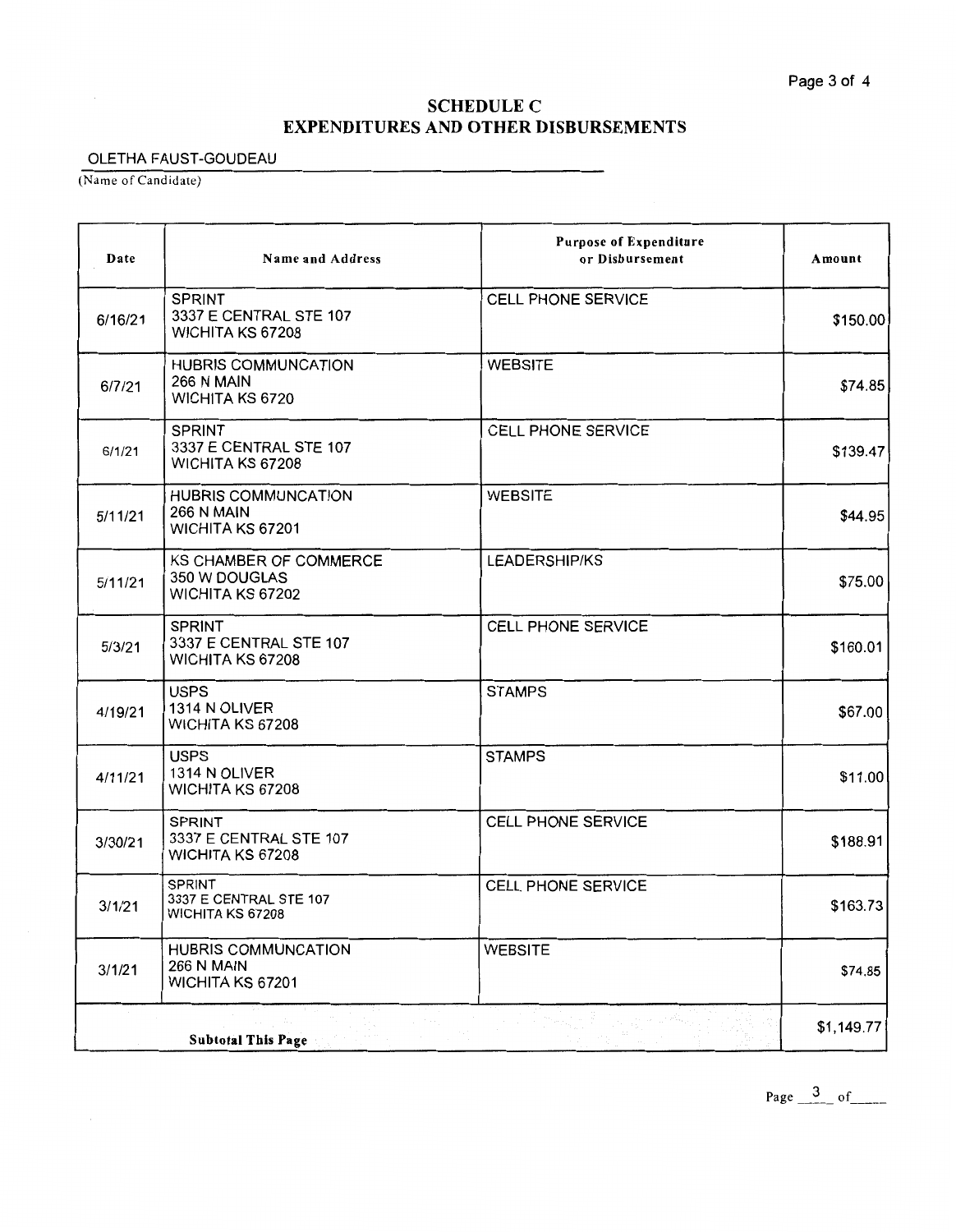# SCHEDULE C
# EXPENDITURES AND OTHER DISBURSEMENTS

OLETHA FAUST-GOUDEAU
(Name of Candidate)

| Date | Name and Address | Purpose of Expenditure or Disbursement | Amount |
|---|---|---|---|
| 6/16/21 | SPRINT<br>3337 E CENTRAL STE 107<br>WICHITA KS 67208 | CELL PHONE SERVICE | $150.00 |
| 6/7/21 | HUBRIS COMMUNCATION<br>266 N MAIN<br>WICHITA KS 6720 | WEBSITE | $74.85 |
| 6/1/21 | SPRINT<br>3337 E CENTRAL STE 107<br>WICHITA KS 67208 | CELL PHONE SERVICE | $139.47 |
| 5/11/21 | HUBRIS COMMUNCATION<br>266 N MAIN<br>WICHITA KS 67201 | WEBSITE | $44.95 |
| 5/11/21 | KS CHAMBER OF COMMERCE<br>350 W DOUGLAS<br>WICHITA KS 67202 | LEADERSHIP/KS | $75.00 |
| 5/3/21 | SPRINT<br>3337 E CENTRAL STE 107<br>WICHITA KS 67208 | CELL PHONE SERVICE | $160.01 |
| 4/19/21 | USPS<br>1314 N OLIVER<br>WICHITA KS 67208 | STAMPS | $67.00 |
| 4/11/21 | USPS<br>1314 N OLIVER<br>WICHITA KS 67208 | STAMPS | $11.00 |
| 3/30/21 | SPRINT<br>3337 E CENTRAL STE 107<br>WICHITA KS 67208 | CELL PHONE SERVICE | $188.91 |
| 3/1/21 | SPRINT<br>3337 E CENTRAL STE 107<br>WICHITA KS 67208 | CELL PHONE SERVICE | $163.73 |
| 3/1/21 | HUBRIS COMMUNCATION<br>266 N MAIN<br>WICHITA KS 67201 | WEBSITE | $74.85 |
| **Subtotal This Page** | | | $1,149.77 |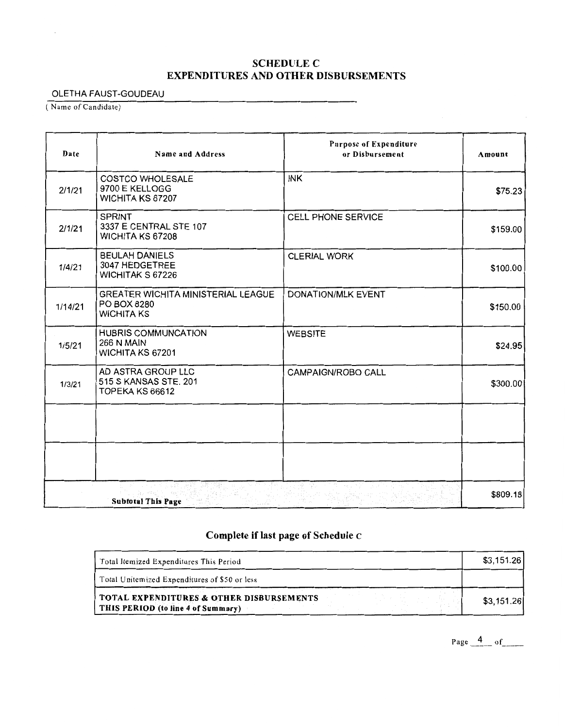# SCHEDULE C
# EXPENDITURES AND OTHER DISBURSEMENTS

OLETHA FAUST-GOUDEAU
(Name of Candidate)

| Date | Name and Address | Purpose of Expenditure or Disbursement | Amount |
|---|---|---|---|
| 2/1/21 | COSTCO WHOLESALE 9700 E KELLOGG WICHITA KS 67207 | INK | $75.23 |
| 2/1/21 | SPRINT 3337 E CENTRAL STE 107 WICHITA KS 67208 | CELL PHONE SERVICE | $159.00 |
| 1/4/21 | BEULAH DANIELS 3047 HEDGETREE WICHITAK S 67226 | CLERIAL WORK | $100.00 |
| 1/14/21 | GREATER WICHITA MINISTERIAL LEAGUE PO BOX 8280 WICHITA KS | DONATION/MLK EVENT | $150.00 |
| 1/5/21 | HUBRIS COMMUNCATION 266 N MAIN WICHITA KS 67201 | WEBSITE | $24.95 |
| 1/3/21 | AD ASTRA GROUP LLC 515 S KANSAS STE. 201 TOPEKA KS 66612 | CAMPAIGN/ROBO CALL | $300.00 |
| | | | |
| | | | |
| **Subtotal This Page** | | | $809.18 |

## Complete if last page of Schedule C

| | |
|---|---|
| Total Itemized Expenditures This Period | $3,151.26 |
| Total Unitemized Expenditures of $50 or less | |
| **TOTAL EXPENDITURES & OTHER DISBURSEMENTS THIS PERIOD (to line 4 of Summary)** | $3,151.26 |